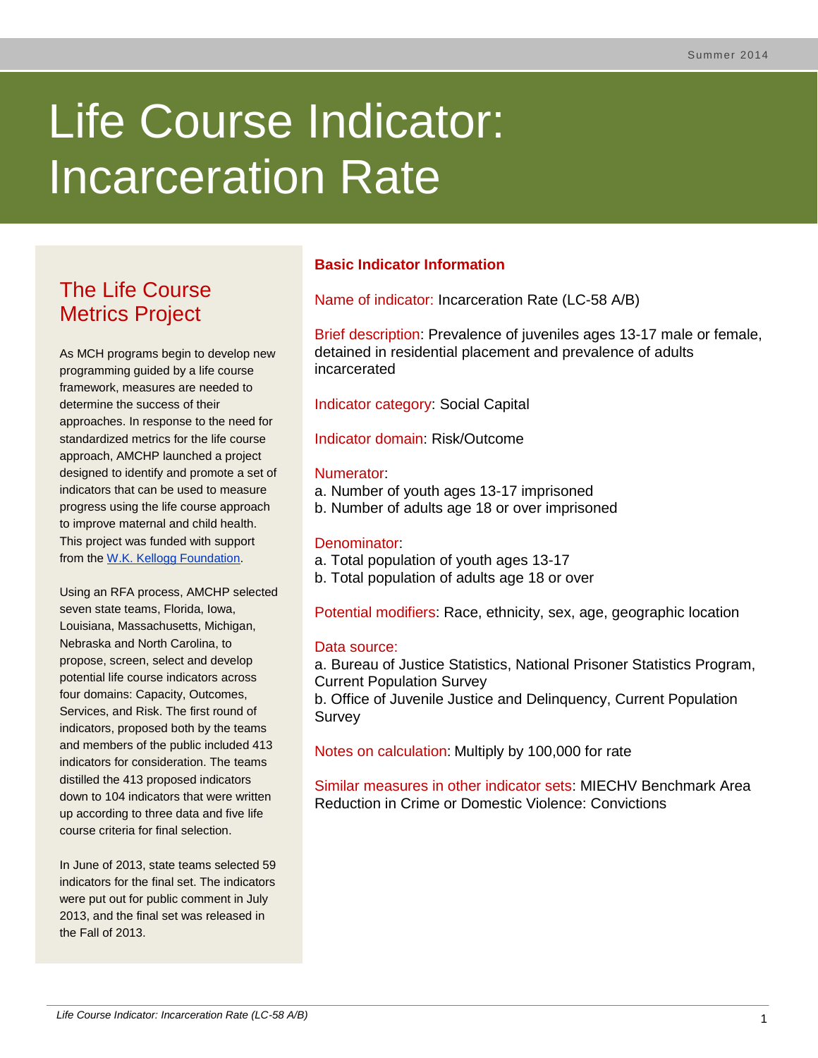# Life Course Indicator: Incarceration Rate

## The Life Course Metrics Project

As MCH programs begin to develop new programming guided by a life course framework, measures are needed to determine the success of their approaches. In response to the need for standardized metrics for the life course approach, AMCHP launched a project designed to identify and promote a set of indicators that can be used to measure progress using the life course approach to improve maternal and child health. This project was funded with support from the [W.K. Kellogg Foundation](#).

Using an RFA process, AMCHP selected seven state teams, Florida, Iowa, Louisiana, Massachusetts, Michigan, Nebraska and North Carolina, to propose, screen, select and develop potential life course indicators across four domains: Capacity, Outcomes, Services, and Risk. The first round of indicators, proposed both by the teams and members of the public included 413 indicators for consideration. The teams distilled the 413 proposed indicators down to 104 indicators that were written up according to three data and five life course criteria for final selection.

In June of 2013, state teams selected 59 indicators for the final set. The indicators were put out for public comment in July 2013, and the final set was released in the Fall of 2013.

## Basic Indicator Information

**Name of indicator:** Incarceration Rate (LC-58 A/B)

**Brief description:** Prevalence of juveniles ages 13-17 male or female, detained in residential placement and prevalence of adults incarcerated

**Indicator category:** Social Capital

**Indicator domain:** Risk/Outcome

**Numerator:**
a. Number of youth ages 13-17 imprisoned
b. Number of adults age 18 or over imprisoned

**Denominator:**
a. Total population of youth ages 13-17
b. Total population of adults age 18 or over

**Potential modifiers:** Race, ethnicity, sex, age, geographic location

**Data source:**
a. Bureau of Justice Statistics, National Prisoner Statistics Program, Current Population Survey
b. Office of Juvenile Justice and Delinquency, Current Population Survey

**Notes on calculation:** Multiply by 100,000 for rate

**Similar measures in other indicator sets:** MIECHV Benchmark Area Reduction in Crime or Domestic Violence: Convictions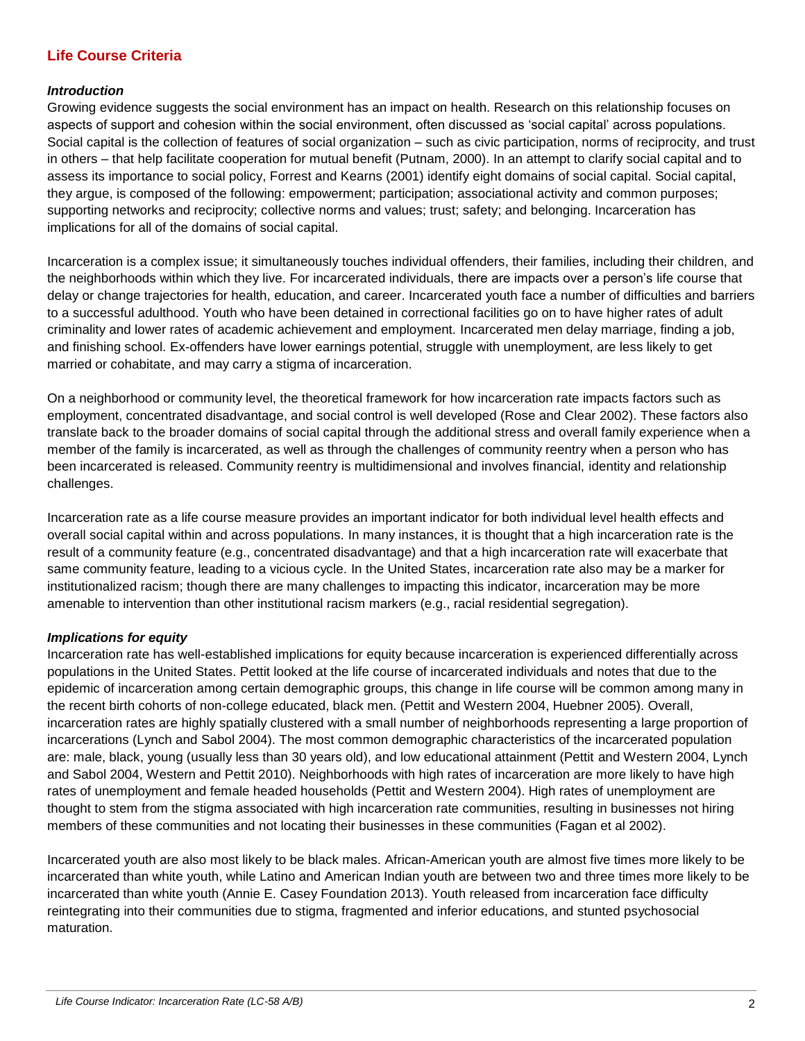## Life Course Criteria

### *Introduction*

Growing evidence suggests the social environment has an impact on health. Research on this relationship focuses on aspects of support and cohesion within the social environment, often discussed as 'social capital' across populations. Social capital is the collection of features of social organization – such as civic participation, norms of reciprocity, and trust in others – that help facilitate cooperation for mutual benefit (Putnam, 2000). In an attempt to clarify social capital and to assess its importance to social policy, Forrest and Kearns (2001) identify eight domains of social capital. Social capital, they argue, is composed of the following: empowerment; participation; associational activity and common purposes; supporting networks and reciprocity; collective norms and values; trust; safety; and belonging. Incarceration has implications for all of the domains of social capital.

Incarceration is a complex issue; it simultaneously touches individual offenders, their families, including their children, and the neighborhoods within which they live. For incarcerated individuals, there are impacts over a person's life course that delay or change trajectories for health, education, and career. Incarcerated youth face a number of difficulties and barriers to a successful adulthood. Youth who have been detained in correctional facilities go on to have higher rates of adult criminality and lower rates of academic achievement and employment. Incarcerated men delay marriage, finding a job, and finishing school. Ex-offenders have lower earnings potential, struggle with unemployment, are less likely to get married or cohabitate, and may carry a stigma of incarceration.

On a neighborhood or community level, the theoretical framework for how incarceration rate impacts factors such as employment, concentrated disadvantage, and social control is well developed (Rose and Clear 2002). These factors also translate back to the broader domains of social capital through the additional stress and overall family experience when a member of the family is incarcerated, as well as through the challenges of community reentry when a person who has been incarcerated is released. Community reentry is multidimensional and involves financial, identity and relationship challenges.

Incarceration rate as a life course measure provides an important indicator for both individual level health effects and overall social capital within and across populations. In many instances, it is thought that a high incarceration rate is the result of a community feature (e.g., concentrated disadvantage) and that a high incarceration rate will exacerbate that same community feature, leading to a vicious cycle. In the United States, incarceration rate also may be a marker for institutionalized racism; though there are many challenges to impacting this indicator, incarceration may be more amenable to intervention than other institutional racism markers (e.g., racial residential segregation).

### *Implications for equity*

Incarceration rate has well-established implications for equity because incarceration is experienced differentially across populations in the United States. Pettit looked at the life course of incarcerated individuals and notes that due to the epidemic of incarceration among certain demographic groups, this change in life course will be common among many in the recent birth cohorts of non-college educated, black men. (Pettit and Western 2004, Huebner 2005). Overall, incarceration rates are highly spatially clustered with a small number of neighborhoods representing a large proportion of incarcerations (Lynch and Sabol 2004). The most common demographic characteristics of the incarcerated population are: male, black, young (usually less than 30 years old), and low educational attainment (Pettit and Western 2004, Lynch and Sabol 2004, Western and Pettit 2010). Neighborhoods with high rates of incarceration are more likely to have high rates of unemployment and female headed households (Pettit and Western 2004). High rates of unemployment are thought to stem from the stigma associated with high incarceration rate communities, resulting in businesses not hiring members of these communities and not locating their businesses in these communities (Fagan et al 2002).

Incarcerated youth are also most likely to be black males. African-American youth are almost five times more likely to be incarcerated than white youth, while Latino and American Indian youth are between two and three times more likely to be incarcerated than white youth (Annie E. Casey Foundation 2013). Youth released from incarceration face difficulty reintegrating into their communities due to stigma, fragmented and inferior educations, and stunted psychosocial maturation.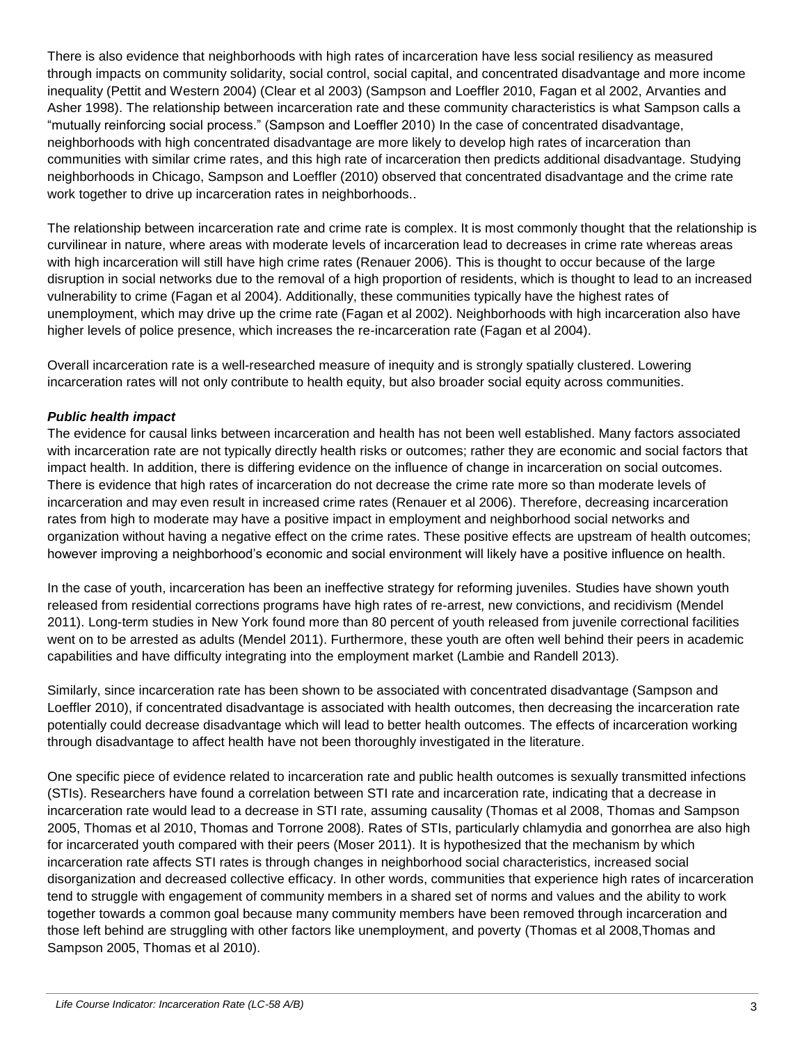There is also evidence that neighborhoods with high rates of incarceration have less social resiliency as measured through impacts on community solidarity, social control, social capital, and concentrated disadvantage and more income inequality (Pettit and Western 2004) (Clear et al 2003) (Sampson and Loeffler 2010, Fagan et al 2002, Arvanties and Asher 1998). The relationship between incarceration rate and these community characteristics is what Sampson calls a "mutually reinforcing social process." (Sampson and Loeffler 2010) In the case of concentrated disadvantage, neighborhoods with high concentrated disadvantage are more likely to develop high rates of incarceration than communities with similar crime rates, and this high rate of incarceration then predicts additional disadvantage. Studying neighborhoods in Chicago, Sampson and Loeffler (2010) observed that concentrated disadvantage and the crime rate work together to drive up incarceration rates in neighborhoods..

The relationship between incarceration rate and crime rate is complex. It is most commonly thought that the relationship is curvilinear in nature, where areas with moderate levels of incarceration lead to decreases in crime rate whereas areas with high incarceration will still have high crime rates (Renauer 2006). This is thought to occur because of the large disruption in social networks due to the removal of a high proportion of residents, which is thought to lead to an increased vulnerability to crime (Fagan et al 2004). Additionally, these communities typically have the highest rates of unemployment, which may drive up the crime rate (Fagan et al 2002). Neighborhoods with high incarceration also have higher levels of police presence, which increases the re-incarceration rate (Fagan et al 2004).

Overall incarceration rate is a well-researched measure of inequity and is strongly spatially clustered. Lowering incarceration rates will not only contribute to health equity, but also broader social equity across communities.

***Public health impact***

The evidence for causal links between incarceration and health has not been well established. Many factors associated with incarceration rate are not typically directly health risks or outcomes; rather they are economic and social factors that impact health. In addition, there is differing evidence on the influence of change in incarceration on social outcomes. There is evidence that high rates of incarceration do not decrease the crime rate more so than moderate levels of incarceration and may even result in increased crime rates (Renauer et al 2006). Therefore, decreasing incarceration rates from high to moderate may have a positive impact in employment and neighborhood social networks and organization without having a negative effect on the crime rates. These positive effects are upstream of health outcomes; however improving a neighborhood's economic and social environment will likely have a positive influence on health.

In the case of youth, incarceration has been an ineffective strategy for reforming juveniles. Studies have shown youth released from residential corrections programs have high rates of re-arrest, new convictions, and recidivism (Mendel 2011). Long-term studies in New York found more than 80 percent of youth released from juvenile correctional facilities went on to be arrested as adults (Mendel 2011). Furthermore, these youth are often well behind their peers in academic capabilities and have difficulty integrating into the employment market (Lambie and Randell 2013).

Similarly, since incarceration rate has been shown to be associated with concentrated disadvantage (Sampson and Loeffler 2010), if concentrated disadvantage is associated with health outcomes, then decreasing the incarceration rate potentially could decrease disadvantage which will lead to better health outcomes. The effects of incarceration working through disadvantage to affect health have not been thoroughly investigated in the literature.

One specific piece of evidence related to incarceration rate and public health outcomes is sexually transmitted infections (STIs). Researchers have found a correlation between STI rate and incarceration rate, indicating that a decrease in incarceration rate would lead to a decrease in STI rate, assuming causality (Thomas et al 2008, Thomas and Sampson 2005, Thomas et al 2010, Thomas and Torrone 2008). Rates of STIs, particularly chlamydia and gonorrhea are also high for incarcerated youth compared with their peers (Moser 2011). It is hypothesized that the mechanism by which incarceration rate affects STI rates is through changes in neighborhood social characteristics, increased social disorganization and decreased collective efficacy. In other words, communities that experience high rates of incarceration tend to struggle with engagement of community members in a shared set of norms and values and the ability to work together towards a common goal because many community members have been removed through incarceration and those left behind are struggling with other factors like unemployment, and poverty (Thomas et al 2008,Thomas and Sampson 2005, Thomas et al 2010).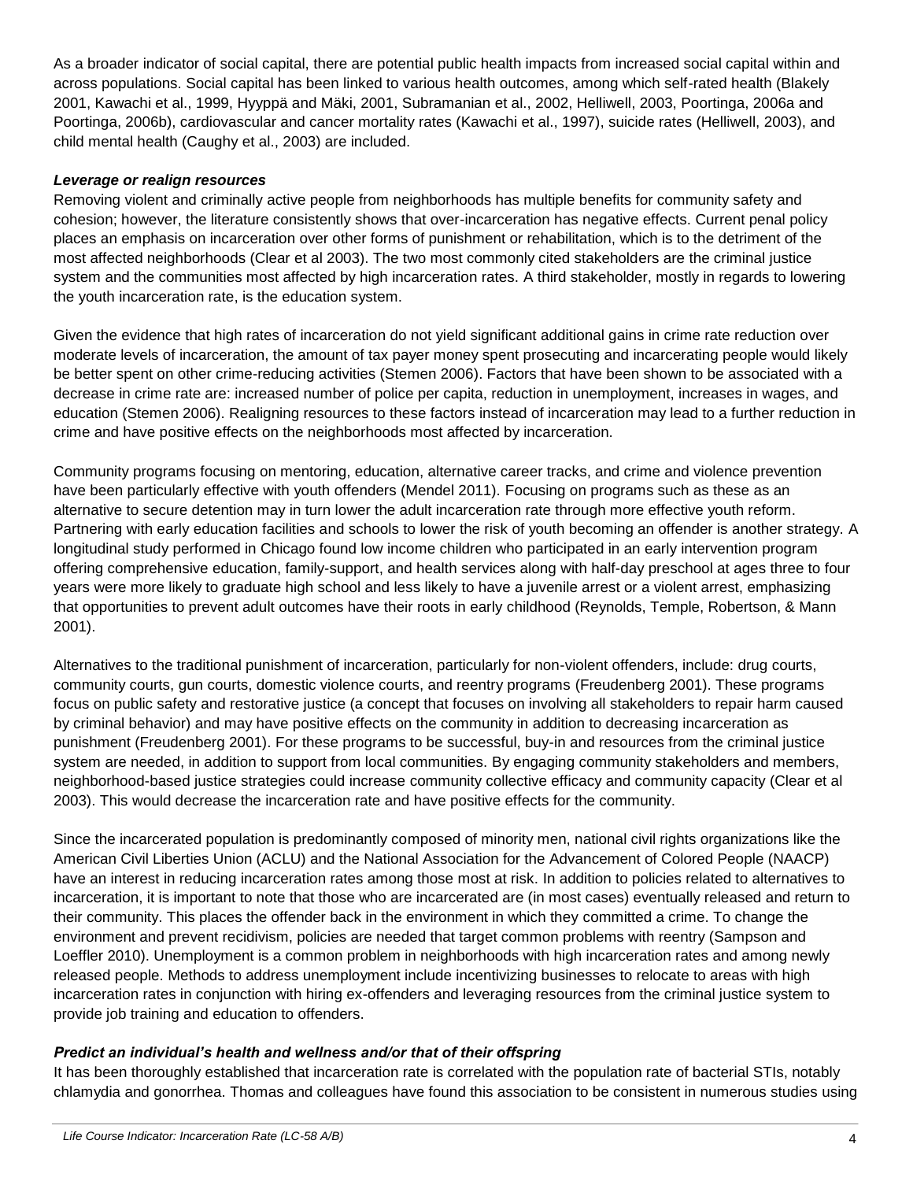As a broader indicator of social capital, there are potential public health impacts from increased social capital within and across populations. Social capital has been linked to various health outcomes, among which self-rated health (Blakely 2001, Kawachi et al., 1999, Hyyppä and Mäki, 2001, Subramanian et al., 2002, Helliwell, 2003, Poortinga, 2006a and Poortinga, 2006b), cardiovascular and cancer mortality rates (Kawachi et al., 1997), suicide rates (Helliwell, 2003), and child mental health (Caughy et al., 2003) are included.

***Leverage or realign resources***

Removing violent and criminally active people from neighborhoods has multiple benefits for community safety and cohesion; however, the literature consistently shows that over-incarceration has negative effects. Current penal policy places an emphasis on incarceration over other forms of punishment or rehabilitation, which is to the detriment of the most affected neighborhoods (Clear et al 2003). The two most commonly cited stakeholders are the criminal justice system and the communities most affected by high incarceration rates. A third stakeholder, mostly in regards to lowering the youth incarceration rate, is the education system.

Given the evidence that high rates of incarceration do not yield significant additional gains in crime rate reduction over moderate levels of incarceration, the amount of tax payer money spent prosecuting and incarcerating people would likely be better spent on other crime-reducing activities (Stemen 2006). Factors that have been shown to be associated with a decrease in crime rate are: increased number of police per capita, reduction in unemployment, increases in wages, and education (Stemen 2006). Realigning resources to these factors instead of incarceration may lead to a further reduction in crime and have positive effects on the neighborhoods most affected by incarceration.

Community programs focusing on mentoring, education, alternative career tracks, and crime and violence prevention have been particularly effective with youth offenders (Mendel 2011). Focusing on programs such as these as an alternative to secure detention may in turn lower the adult incarceration rate through more effective youth reform. Partnering with early education facilities and schools to lower the risk of youth becoming an offender is another strategy. A longitudinal study performed in Chicago found low income children who participated in an early intervention program offering comprehensive education, family-support, and health services along with half-day preschool at ages three to four years were more likely to graduate high school and less likely to have a juvenile arrest or a violent arrest, emphasizing that opportunities to prevent adult outcomes have their roots in early childhood (Reynolds, Temple, Robertson, & Mann 2001).

Alternatives to the traditional punishment of incarceration, particularly for non-violent offenders, include: drug courts, community courts, gun courts, domestic violence courts, and reentry programs (Freudenberg 2001). These programs focus on public safety and restorative justice (a concept that focuses on involving all stakeholders to repair harm caused by criminal behavior) and may have positive effects on the community in addition to decreasing incarceration as punishment (Freudenberg 2001). For these programs to be successful, buy-in and resources from the criminal justice system are needed, in addition to support from local communities. By engaging community stakeholders and members, neighborhood-based justice strategies could increase community collective efficacy and community capacity (Clear et al 2003). This would decrease the incarceration rate and have positive effects for the community.

Since the incarcerated population is predominantly composed of minority men, national civil rights organizations like the American Civil Liberties Union (ACLU) and the National Association for the Advancement of Colored People (NAACP) have an interest in reducing incarceration rates among those most at risk. In addition to policies related to alternatives to incarceration, it is important to note that those who are incarcerated are (in most cases) eventually released and return to their community. This places the offender back in the environment in which they committed a crime. To change the environment and prevent recidivism, policies are needed that target common problems with reentry (Sampson and Loeffler 2010). Unemployment is a common problem in neighborhoods with high incarceration rates and among newly released people. Methods to address unemployment include incentivizing businesses to relocate to areas with high incarceration rates in conjunction with hiring ex-offenders and leveraging resources from the criminal justice system to provide job training and education to offenders.

***Predict an individual's health and wellness and/or that of their offspring***

It has been thoroughly established that incarceration rate is correlated with the population rate of bacterial STIs, notably chlamydia and gonorrhea. Thomas and colleagues have found this association to be consistent in numerous studies using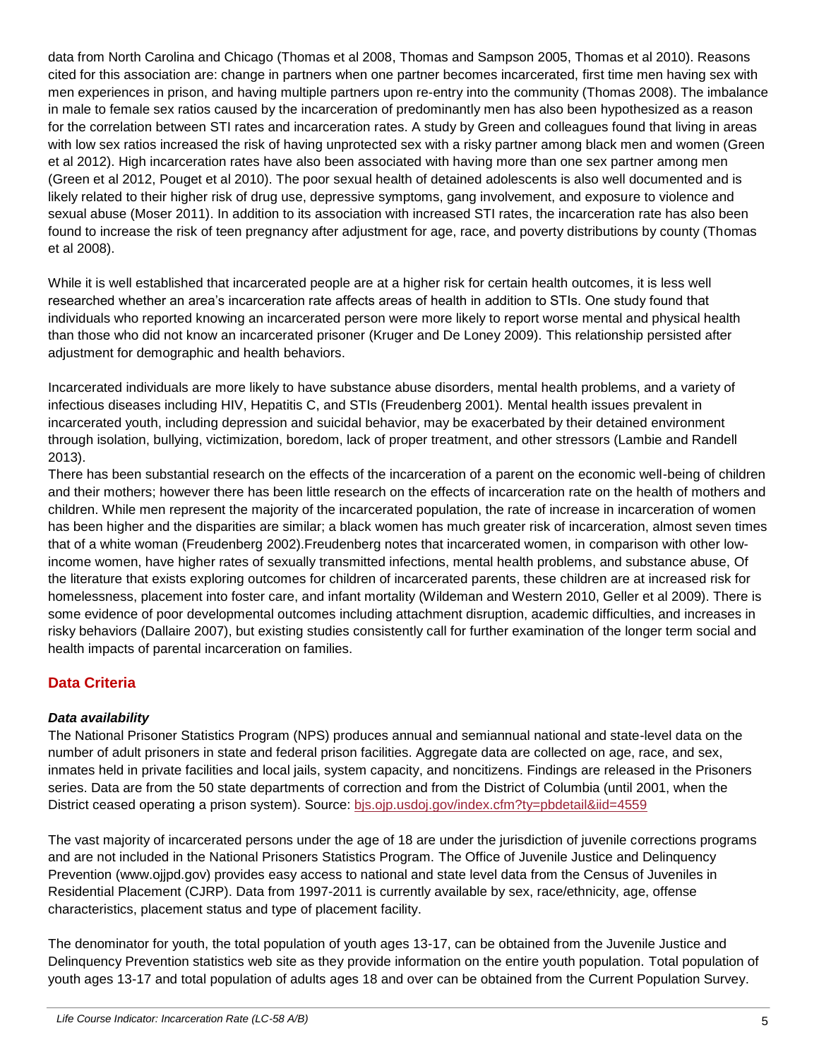data from North Carolina and Chicago (Thomas et al 2008, Thomas and Sampson 2005, Thomas et al 2010). Reasons cited for this association are: change in partners when one partner becomes incarcerated, first time men having sex with men experiences in prison, and having multiple partners upon re-entry into the community (Thomas 2008). The imbalance in male to female sex ratios caused by the incarceration of predominantly men has also been hypothesized as a reason for the correlation between STI rates and incarceration rates. A study by Green and colleagues found that living in areas with low sex ratios increased the risk of having unprotected sex with a risky partner among black men and women (Green et al 2012). High incarceration rates have also been associated with having more than one sex partner among men (Green et al 2012, Pouget et al 2010). The poor sexual health of detained adolescents is also well documented and is likely related to their higher risk of drug use, depressive symptoms, gang involvement, and exposure to violence and sexual abuse (Moser 2011). In addition to its association with increased STI rates, the incarceration rate has also been found to increase the risk of teen pregnancy after adjustment for age, race, and poverty distributions by county (Thomas et al 2008).

While it is well established that incarcerated people are at a higher risk for certain health outcomes, it is less well researched whether an area's incarceration rate affects areas of health in addition to STIs. One study found that individuals who reported knowing an incarcerated person were more likely to report worse mental and physical health than those who did not know an incarcerated prisoner (Kruger and De Loney 2009). This relationship persisted after adjustment for demographic and health behaviors.

Incarcerated individuals are more likely to have substance abuse disorders, mental health problems, and a variety of infectious diseases including HIV, Hepatitis C, and STIs (Freudenberg 2001). Mental health issues prevalent in incarcerated youth, including depression and suicidal behavior, may be exacerbated by their detained environment through isolation, bullying, victimization, boredom, lack of proper treatment, and other stressors (Lambie and Randell 2013).

There has been substantial research on the effects of the incarceration of a parent on the economic well-being of children and their mothers; however there has been little research on the effects of incarceration rate on the health of mothers and children. While men represent the majority of the incarcerated population, the rate of increase in incarceration of women has been higher and the disparities are similar; a black women has much greater risk of incarceration, almost seven times that of a white woman (Freudenberg 2002).Freudenberg notes that incarcerated women, in comparison with other low-income women, have higher rates of sexually transmitted infections, mental health problems, and substance abuse, Of the literature that exists exploring outcomes for children of incarcerated parents, these children are at increased risk for homelessness, placement into foster care, and infant mortality (Wildeman and Western 2010, Geller et al 2009). There is some evidence of poor developmental outcomes including attachment disruption, academic difficulties, and increases in risky behaviors (Dallaire 2007), but existing studies consistently call for further examination of the longer term social and health impacts of parental incarceration on families.

## Data Criteria

### *Data availability*

The National Prisoner Statistics Program (NPS) produces annual and semiannual national and state-level data on the number of adult prisoners in state and federal prison facilities. Aggregate data are collected on age, race, and sex, inmates held in private facilities and local jails, system capacity, and noncitizens. Findings are released in the Prisoners series. Data are from the 50 state departments of correction and from the District of Columbia (until 2001, when the District ceased operating a prison system). Source: bjs.ojp.usdoj.gov/index.cfm?ty=pbdetail&iid=4559

The vast majority of incarcerated persons under the age of 18 are under the jurisdiction of juvenile corrections programs and are not included in the National Prisoners Statistics Program. The Office of Juvenile Justice and Delinquency Prevention (www.ojjpd.gov) provides easy access to national and state level data from the Census of Juveniles in Residential Placement (CJRP). Data from 1997-2011 is currently available by sex, race/ethnicity, age, offense characteristics, placement status and type of placement facility.

The denominator for youth, the total population of youth ages 13-17, can be obtained from the Juvenile Justice and Delinquency Prevention statistics web site as they provide information on the entire youth population. Total population of youth ages 13-17 and total population of adults ages 18 and over can be obtained from the Current Population Survey.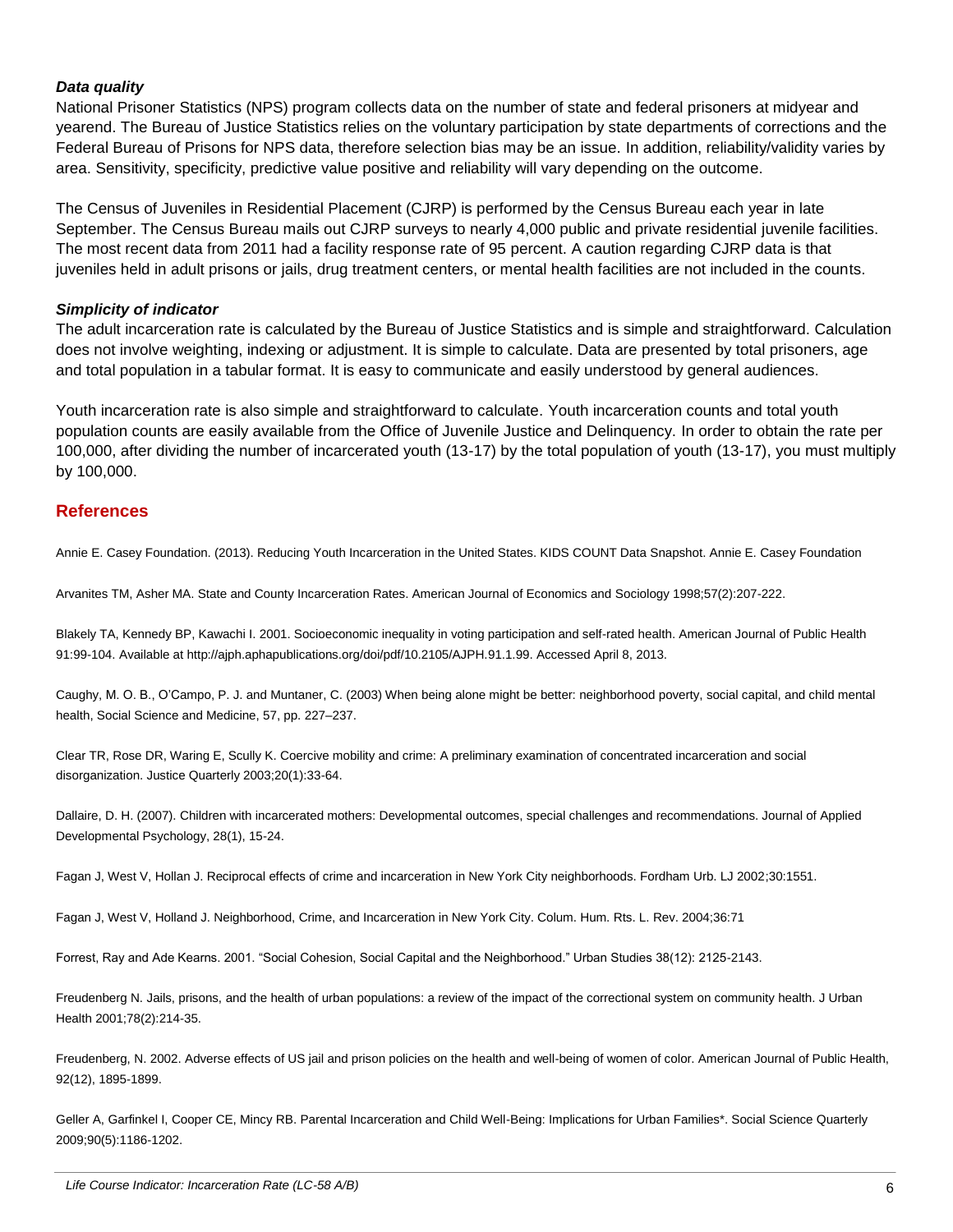### *Data quality*

National Prisoner Statistics (NPS) program collects data on the number of state and federal prisoners at midyear and yearend. The Bureau of Justice Statistics relies on the voluntary participation by state departments of corrections and the Federal Bureau of Prisons for NPS data, therefore selection bias may be an issue. In addition, reliability/validity varies by area. Sensitivity, specificity, predictive value positive and reliability will vary depending on the outcome.

The Census of Juveniles in Residential Placement (CJRP) is performed by the Census Bureau each year in late September. The Census Bureau mails out CJRP surveys to nearly 4,000 public and private residential juvenile facilities. The most recent data from 2011 had a facility response rate of 95 percent. A caution regarding CJRP data is that juveniles held in adult prisons or jails, drug treatment centers, or mental health facilities are not included in the counts.

### *Simplicity of indicator*

The adult incarceration rate is calculated by the Bureau of Justice Statistics and is simple and straightforward. Calculation does not involve weighting, indexing or adjustment. It is simple to calculate. Data are presented by total prisoners, age and total population in a tabular format. It is easy to communicate and easily understood by general audiences.

Youth incarceration rate is also simple and straightforward to calculate. Youth incarceration counts and total youth population counts are easily available from the Office of Juvenile Justice and Delinquency. In order to obtain the rate per 100,000, after dividing the number of incarcerated youth (13-17) by the total population of youth (13-17), you must multiply by 100,000.

## References

Annie E. Casey Foundation. (2013). Reducing Youth Incarceration in the United States. KIDS COUNT Data Snapshot. Annie E. Casey Foundation

Arvanites TM, Asher MA. State and County Incarceration Rates. American Journal of Economics and Sociology 1998;57(2):207-222.

Blakely TA, Kennedy BP, Kawachi I. 2001. Socioeconomic inequality in voting participation and self-rated health. American Journal of Public Health 91:99-104. Available at http://ajph.aphapublications.org/doi/pdf/10.2105/AJPH.91.1.99. Accessed April 8, 2013.

Caughy, M. O. B., O'Campo, P. J. and Muntaner, C. (2003) When being alone might be better: neighborhood poverty, social capital, and child mental health, Social Science and Medicine, 57, pp. 227–237.

Clear TR, Rose DR, Waring E, Scully K. Coercive mobility and crime: A preliminary examination of concentrated incarceration and social disorganization. Justice Quarterly 2003;20(1):33-64.

Dallaire, D. H. (2007). Children with incarcerated mothers: Developmental outcomes, special challenges and recommendations. Journal of Applied Developmental Psychology, 28(1), 15-24.

Fagan J, West V, Hollan J. Reciprocal effects of crime and incarceration in New York City neighborhoods. Fordham Urb. LJ 2002;30:1551.

Fagan J, West V, Holland J. Neighborhood, Crime, and Incarceration in New York City. Colum. Hum. Rts. L. Rev. 2004;36:71

Forrest, Ray and Ade Kearns. 2001. "Social Cohesion, Social Capital and the Neighborhood." Urban Studies 38(12): 2125-2143.

Freudenberg N. Jails, prisons, and the health of urban populations: a review of the impact of the correctional system on community health. J Urban Health 2001;78(2):214-35.

Freudenberg, N. 2002. Adverse effects of US jail and prison policies on the health and well-being of women of color. American Journal of Public Health, 92(12), 1895-1899.

Geller A, Garfinkel I, Cooper CE, Mincy RB. Parental Incarceration and Child Well-Being: Implications for Urban Families*. Social Science Quarterly 2009;90(5):1186-1202.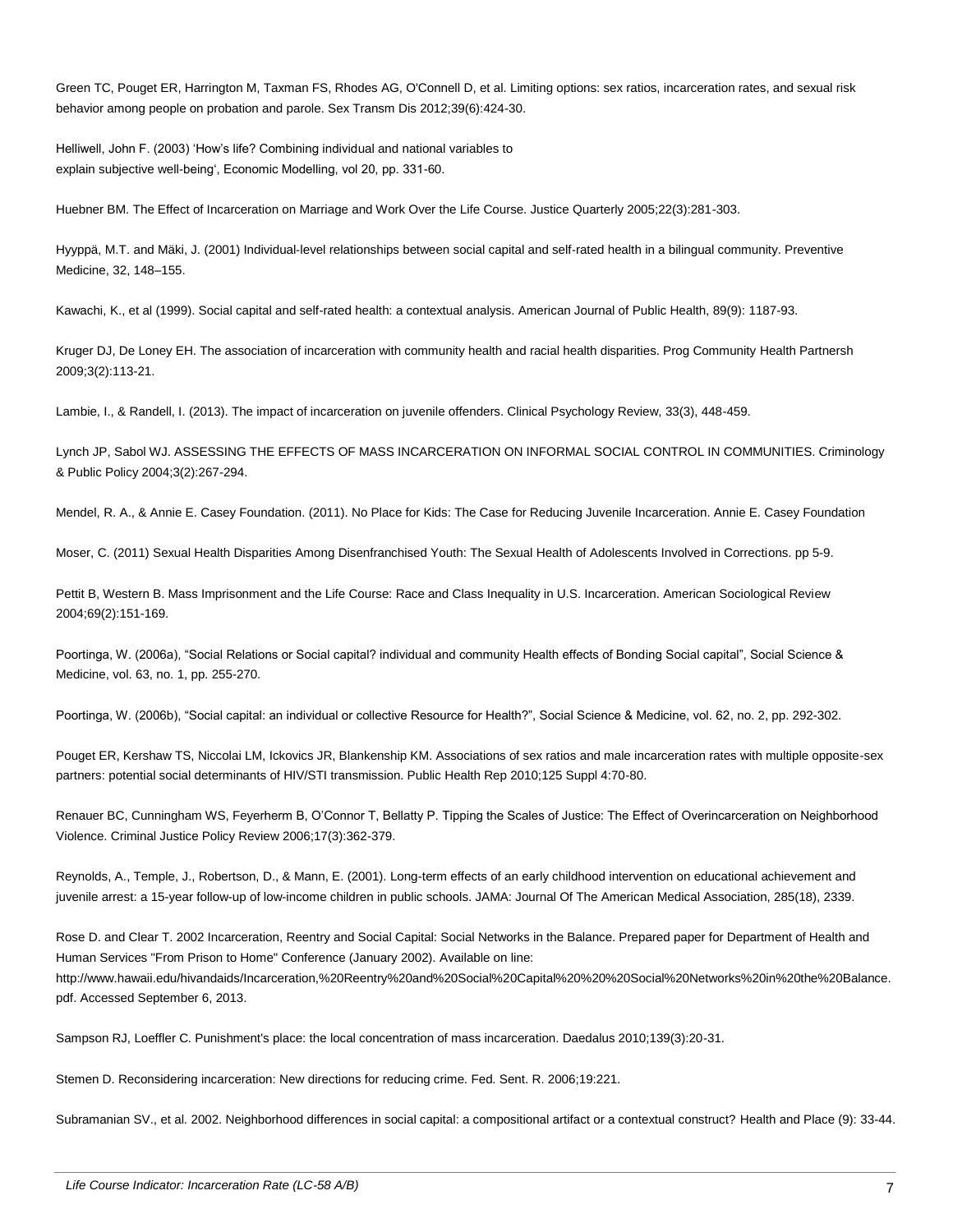Green TC, Pouget ER, Harrington M, Taxman FS, Rhodes AG, O'Connell D, et al. Limiting options: sex ratios, incarceration rates, and sexual risk behavior among people on probation and parole. Sex Transm Dis 2012;39(6):424-30.

Helliwell, John F. (2003) 'How's life? Combining individual and national variables to explain subjective well-being', Economic Modelling, vol 20, pp. 331-60.

Huebner BM. The Effect of Incarceration on Marriage and Work Over the Life Course. Justice Quarterly 2005;22(3):281-303.

Hyyppä, M.T. and Mäki, J. (2001) Individual-level relationships between social capital and self-rated health in a bilingual community. Preventive Medicine, 32, 148–155.

Kawachi, K., et al (1999). Social capital and self-rated health: a contextual analysis. American Journal of Public Health, 89(9): 1187-93.

Kruger DJ, De Loney EH. The association of incarceration with community health and racial health disparities. Prog Community Health Partnersh 2009;3(2):113-21.

Lambie, I., & Randell, I. (2013). The impact of incarceration on juvenile offenders. Clinical Psychology Review, 33(3), 448-459.

Lynch JP, Sabol WJ. ASSESSING THE EFFECTS OF MASS INCARCERATION ON INFORMAL SOCIAL CONTROL IN COMMUNITIES. Criminology & Public Policy 2004;3(2):267-294.

Mendel, R. A., & Annie E. Casey Foundation. (2011). No Place for Kids: The Case for Reducing Juvenile Incarceration. Annie E. Casey Foundation

Moser, C. (2011) Sexual Health Disparities Among Disenfranchised Youth: The Sexual Health of Adolescents Involved in Corrections. pp 5-9.

Pettit B, Western B. Mass Imprisonment and the Life Course: Race and Class Inequality in U.S. Incarceration. American Sociological Review 2004;69(2):151-169.

Poortinga, W. (2006a), "Social Relations or Social capital? individual and community Health effects of Bonding Social capital", Social Science & Medicine, vol. 63, no. 1, pp. 255-270.

Poortinga, W. (2006b), "Social capital: an individual or collective Resource for Health?", Social Science & Medicine, vol. 62, no. 2, pp. 292-302.

Pouget ER, Kershaw TS, Niccolai LM, Ickovics JR, Blankenship KM. Associations of sex ratios and male incarceration rates with multiple opposite-sex partners: potential social determinants of HIV/STI transmission. Public Health Rep 2010;125 Suppl 4:70-80.

Renauer BC, Cunningham WS, Feyerherm B, O'Connor T, Bellatty P. Tipping the Scales of Justice: The Effect of Overincarceration on Neighborhood Violence. Criminal Justice Policy Review 2006;17(3):362-379.

Reynolds, A., Temple, J., Robertson, D., & Mann, E. (2001). Long-term effects of an early childhood intervention on educational achievement and juvenile arrest: a 15-year follow-up of low-income children in public schools. JAMA: Journal Of The American Medical Association, 285(18), 2339.

Rose D. and Clear T. 2002 Incarceration, Reentry and Social Capital: Social Networks in the Balance. Prepared paper for Department of Health and Human Services "From Prison to Home" Conference (January 2002). Available on line: http://www.hawaii.edu/hivandaids/Incarceration,%20Reentry%20and%20Social%20Capital%20%20%20Social%20Networks%20in%20the%20Balance.pdf. Accessed September 6, 2013.

Sampson RJ, Loeffler C. Punishment's place: the local concentration of mass incarceration. Daedalus 2010;139(3):20-31.

Stemen D. Reconsidering incarceration: New directions for reducing crime. Fed. Sent. R. 2006;19:221.

Subramanian SV., et al. 2002. Neighborhood differences in social capital: a compositional artifact or a contextual construct? Health and Place (9): 33-44.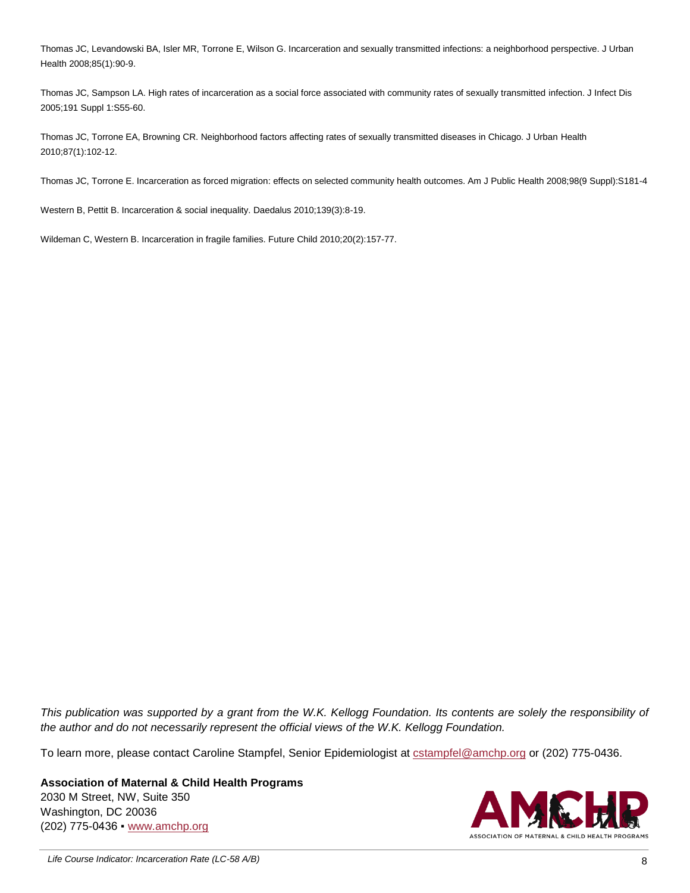Thomas JC, Levandowski BA, Isler MR, Torrone E, Wilson G. Incarceration and sexually transmitted infections: a neighborhood perspective. J Urban Health 2008;85(1):90-9.

Thomas JC, Sampson LA. High rates of incarceration as a social force associated with community rates of sexually transmitted infection. J Infect Dis 2005;191 Suppl 1:S55-60.

Thomas JC, Torrone EA, Browning CR. Neighborhood factors affecting rates of sexually transmitted diseases in Chicago. J Urban Health 2010;87(1):102-12.

Thomas JC, Torrone E. Incarceration as forced migration: effects on selected community health outcomes. Am J Public Health 2008;98(9 Suppl):S181-4

Western B, Pettit B. Incarceration & social inequality. Daedalus 2010;139(3):8-19.

Wildeman C, Western B. Incarceration in fragile families. Future Child 2010;20(2):157-77.

*This publication was supported by a grant from the W.K. Kellogg Foundation. Its contents are solely the responsibility of the author and do not necessarily represent the official views of the W.K. Kellogg Foundation.*

To learn more, please contact Caroline Stampfel, Senior Epidemiologist at cstampfel@amchp.org or (202) 775-0436.

**Association of Maternal & Child Health Programs**
2030 M Street, NW, Suite 350
Washington, DC 20036
(202) 775-0436 ▪ www.amchp.org

AMCHP
ASSOCIATION OF MATERNAL & CHILD HEALTH PROGRAMS